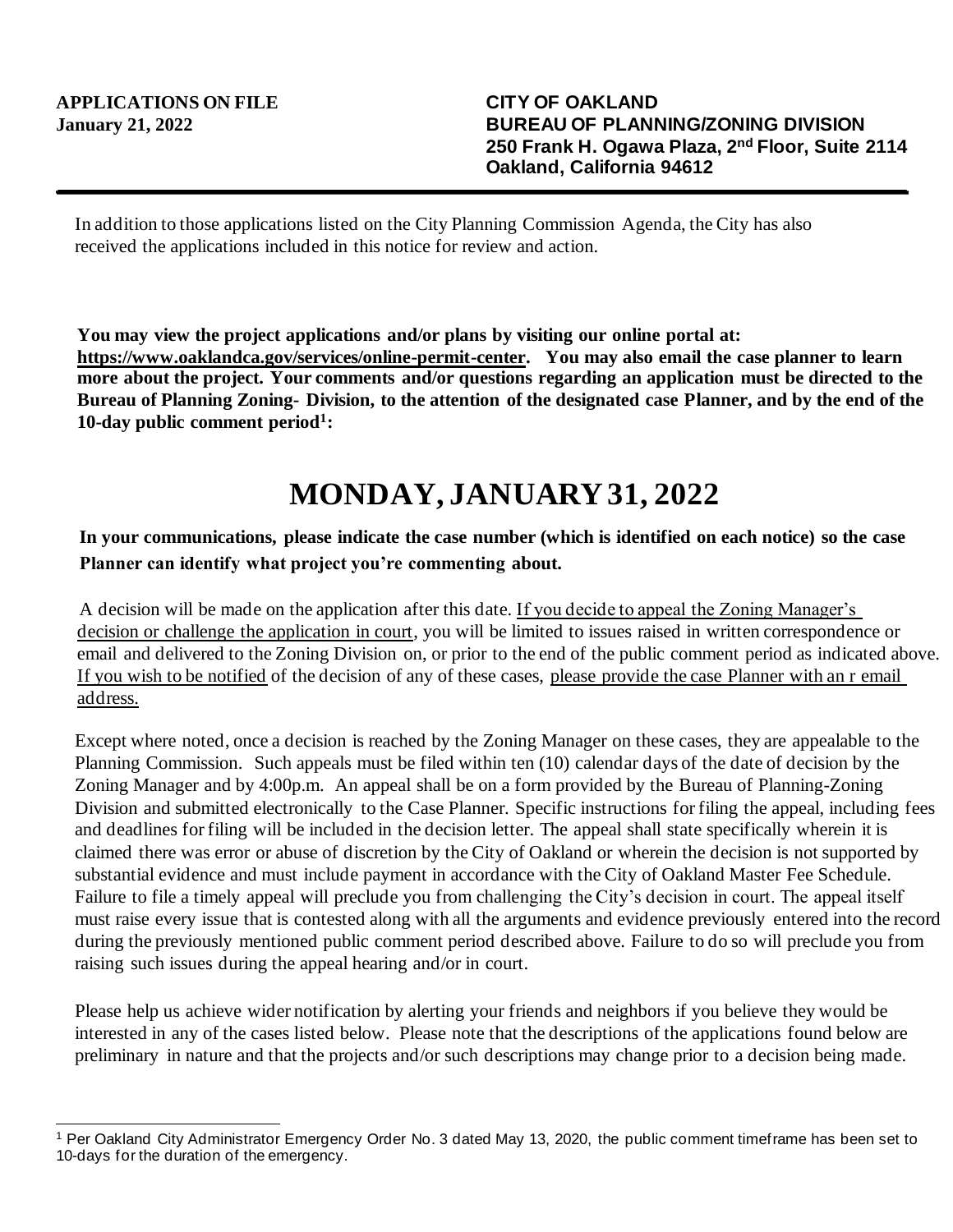**APPLICATIONS ON FILE**
**January 21, 2022**

**CITY OF OAKLAND**
**BUREAU OF PLANNING/ZONING DIVISION**
**250 Frank H. Ogawa Plaza, 2nd Floor, Suite 2114**
**Oakland, California 94612**

---

In addition to those applications listed on the City Planning Commission Agenda, the City has also received the applications included in this notice for review and action.

**You may view the project applications and/or plans by visiting our online portal at: https://www.oaklandca.gov/services/online-permit-center. You may also email the case planner to learn more about the project. Your comments and/or questions regarding an application must be directed to the Bureau of Planning Zoning- Division, to the attention of the designated case Planner, and by the end of the 10-day public comment period[1]:**

# MONDAY, JANUARY 31, 2022

**In your communications, please indicate the case number (which is identified on each notice) so the case Planner can identify what project you're commenting about.**

A decision will be made on the application after this date. If you decide to appeal the Zoning Manager's decision or challenge the application in court, you will be limited to issues raised in written correspondence or email and delivered to the Zoning Division on, or prior to the end of the public comment period as indicated above. If you wish to be notified of the decision of any of these cases, please provide the case Planner with an r email address.

Except where noted, once a decision is reached by the Zoning Manager on these cases, they are appealable to the Planning Commission. Such appeals must be filed within ten (10) calendar days of the date of decision by the Zoning Manager and by 4:00p.m. An appeal shall be on a form provided by the Bureau of Planning-Zoning Division and submitted electronically to the Case Planner. Specific instructions for filing the appeal, including fees and deadlines for filing will be included in the decision letter. The appeal shall state specifically wherein it is claimed there was error or abuse of discretion by the City of Oakland or wherein the decision is not supported by substantial evidence and must include payment in accordance with the City of Oakland Master Fee Schedule. Failure to file a timely appeal will preclude you from challenging the City's decision in court. The appeal itself must raise every issue that is contested along with all the arguments and evidence previously entered into the record during the previously mentioned public comment period described above. Failure to do so will preclude you from raising such issues during the appeal hearing and/or in court.

Please help us achieve wider notification by alerting your friends and neighbors if you believe they would be interested in any of the cases listed below. Please note that the descriptions of the applications found below are preliminary in nature and that the projects and/or such descriptions may change prior to a decision being made.

---

[1] Per Oakland City Administrator Emergency Order No. 3 dated May 13, 2020, the public comment timeframe has been set to 10-days for the duration of the emergency.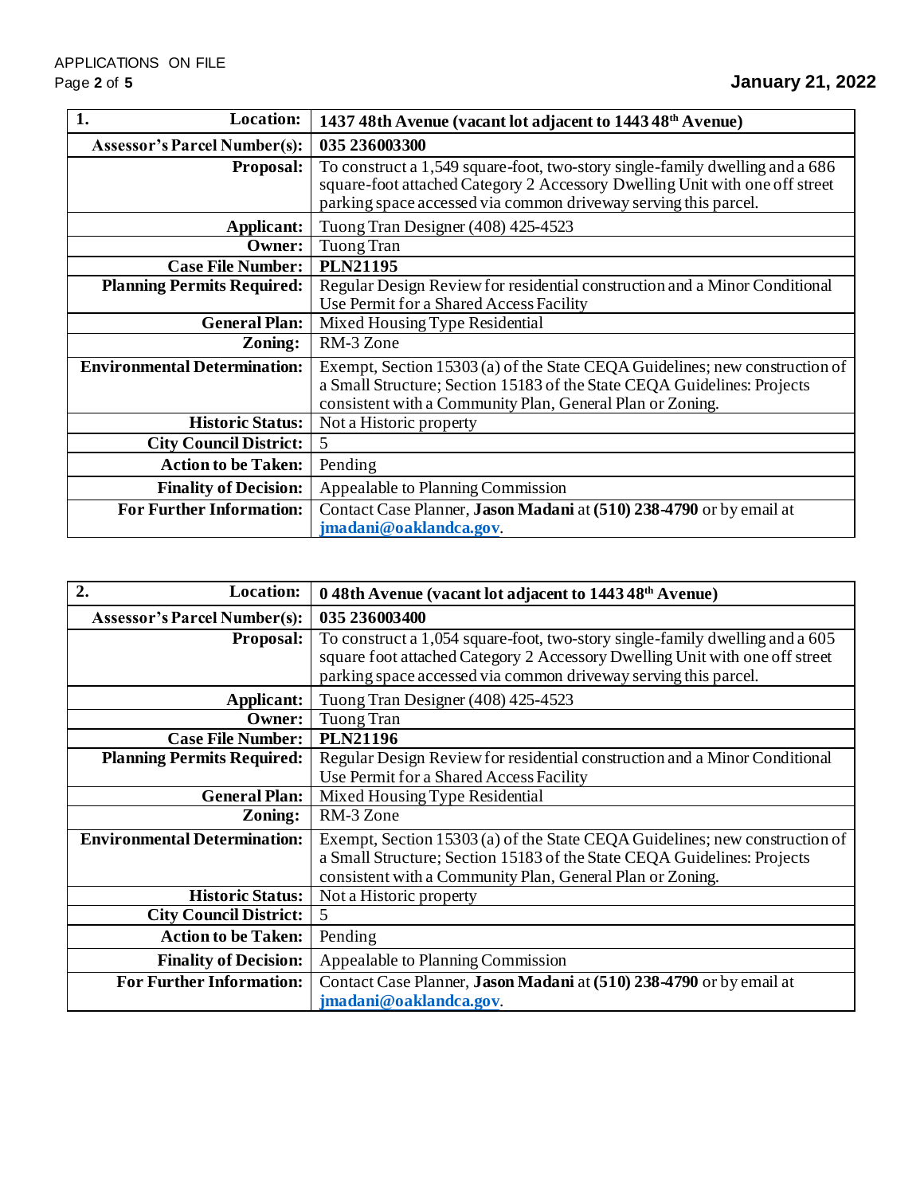| 1. Location: | 1437 48th Avenue (vacant lot adjacent to 1443 48th Avenue) |
|---|---|
| Assessor's Parcel Number(s): | 035 236003300 |
| Proposal: | To construct a 1,549 square-foot, two-story single-family dwelling and a 686 square-foot attached Category 2 Accessory Dwelling Unit with one off street parking space accessed via common driveway serving this parcel. |
| Applicant: | Tuong Tran Designer (408) 425-4523 |
| Owner: | Tuong Tran |
| Case File Number: | **PLN21195** |
| Planning Permits Required: | Regular Design Review for residential construction and a Minor Conditional Use Permit for a Shared Access Facility |
| General Plan: | Mixed Housing Type Residential |
| Zoning: | RM-3 Zone |
| Environmental Determination: | Exempt, Section 15303 (a) of the State CEQA Guidelines; new construction of a Small Structure; Section 15183 of the State CEQA Guidelines: Projects consistent with a Community Plan, General Plan or Zoning. |
| Historic Status: | Not a Historic property |
| City Council District: | 5 |
| Action to be Taken: | Pending |
| Finality of Decision: | Appealable to Planning Commission |
| For Further Information: | Contact Case Planner, **Jason Madani** at **(510) 238-4790** or by email at **jmadani@oaklandca.gov**. |

| 2. Location: | 0 48th Avenue (vacant lot adjacent to 1443 48th Avenue) |
|---|---|
| Assessor's Parcel Number(s): | 035 236003400 |
| Proposal: | To construct a 1,054 square-foot, two-story single-family dwelling and a 605 square foot attached Category 2 Accessory Dwelling Unit with one off street parking space accessed via common driveway serving this parcel. |
| Applicant: | Tuong Tran Designer (408) 425-4523 |
| Owner: | Tuong Tran |
| Case File Number: | **PLN21196** |
| Planning Permits Required: | Regular Design Review for residential construction and a Minor Conditional Use Permit for a Shared Access Facility |
| General Plan: | Mixed Housing Type Residential |
| Zoning: | RM-3 Zone |
| Environmental Determination: | Exempt, Section 15303 (a) of the State CEQA Guidelines; new construction of a Small Structure; Section 15183 of the State CEQA Guidelines: Projects consistent with a Community Plan, General Plan or Zoning. |
| Historic Status: | Not a Historic property |
| City Council District: | 5 |
| Action to be Taken: | Pending |
| Finality of Decision: | Appealable to Planning Commission |
| For Further Information: | Contact Case Planner, **Jason Madani** at **(510) 238-4790** or by email at **jmadani@oaklandca.gov**. |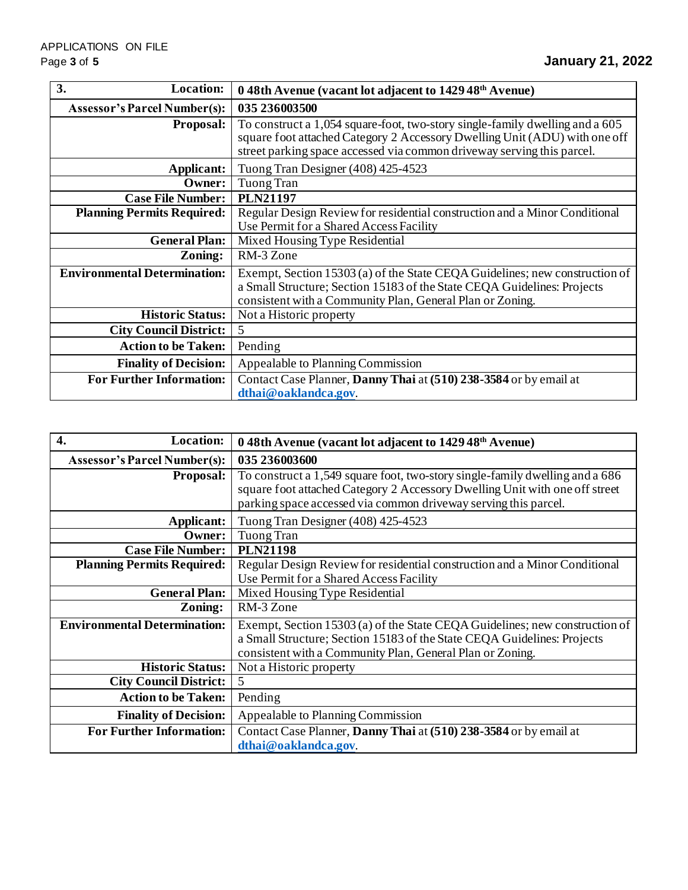| 3. Location: | 0 48th Avenue (vacant lot adjacent to 1429 48th Avenue) |
|---|---|
| Assessor's Parcel Number(s): | 035 236003500 |
| Proposal: | To construct a 1,054 square-foot, two-story single-family dwelling and a 605 square foot attached Category 2 Accessory Dwelling Unit (ADU) with one off street parking space accessed via common driveway serving this parcel. |
| Applicant: | Tuong Tran Designer (408) 425-4523 |
| Owner: | Tuong Tran |
| Case File Number: | **PLN21197** |
| Planning Permits Required: | Regular Design Review for residential construction and a Minor Conditional Use Permit for a Shared Access Facility |
| General Plan: | Mixed Housing Type Residential |
| Zoning: | RM-3 Zone |
| Environmental Determination: | Exempt, Section 15303 (a) of the State CEQA Guidelines; new construction of a Small Structure; Section 15183 of the State CEQA Guidelines: Projects consistent with a Community Plan, General Plan or Zoning. |
| Historic Status: | Not a Historic property |
| City Council District: | 5 |
| Action to be Taken: | Pending |
| Finality of Decision: | Appealable to Planning Commission |
| For Further Information: | Contact Case Planner, **Danny Thai** at **(510) 238-3584** or by email at **dthai@oaklandca.gov**. |

| 4. Location: | 0 48th Avenue (vacant lot adjacent to 1429 48th Avenue) |
|---|---|
| Assessor's Parcel Number(s): | 035 236003600 |
| Proposal: | To construct a 1,549 square foot, two-story single-family dwelling and a 686 square foot attached Category 2 Accessory Dwelling Unit with one off street parking space accessed via common driveway serving this parcel. |
| Applicant: | Tuong Tran Designer (408) 425-4523 |
| Owner: | Tuong Tran |
| Case File Number: | **PLN21198** |
| Planning Permits Required: | Regular Design Review for residential construction and a Minor Conditional Use Permit for a Shared Access Facility |
| General Plan: | Mixed Housing Type Residential |
| Zoning: | RM-3 Zone |
| Environmental Determination: | Exempt, Section 15303 (a) of the State CEQA Guidelines; new construction of a Small Structure; Section 15183 of the State CEQA Guidelines: Projects consistent with a Community Plan, General Plan or Zoning. |
| Historic Status: | Not a Historic property |
| City Council District: | 5 |
| Action to be Taken: | Pending |
| Finality of Decision: | Appealable to Planning Commission |
| For Further Information: | Contact Case Planner, **Danny Thai** at **(510) 238-3584** or by email at **dthai@oaklandca.gov**. |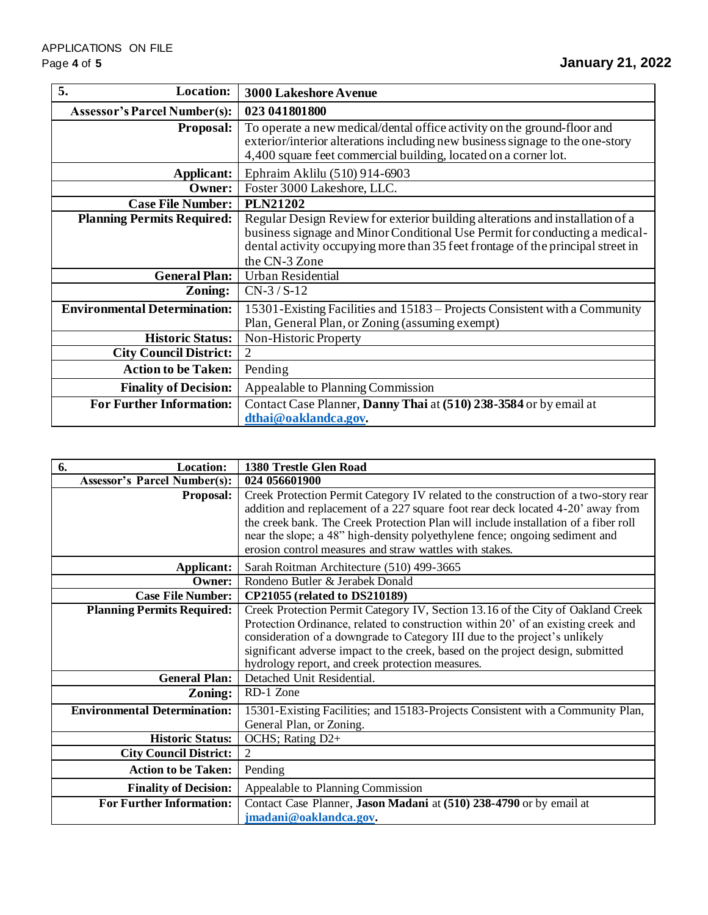| 5. Location: | 3000 Lakeshore Avenue |
|---|---|
| **Assessor's Parcel Number(s):** | **023 041801800** |
| **Proposal:** | To operate a new medical/dental office activity on the ground-floor and exterior/interior alterations including new business signage to the one-story 4,400 square feet commercial building, located on a corner lot. |
| **Applicant:** | Ephraim Aklilu (510) 914-6903 |
| **Owner:** | Foster 3000 Lakeshore, LLC. |
| **Case File Number:** | **PLN21202** |
| **Planning Permits Required:** | Regular Design Review for exterior building alterations and installation of a business signage and Minor Conditional Use Permit for conducting a medical-dental activity occupying more than 35 feet frontage of the principal street in the CN-3 Zone |
| **General Plan:** | Urban Residential |
| **Zoning:** | CN-3 / S-12 |
| **Environmental Determination:** | 15301-Existing Facilities and 15183 – Projects Consistent with a Community Plan, General Plan, or Zoning (assuming exempt) |
| **Historic Status:** | Non-Historic Property |
| **City Council District:** | 2 |
| **Action to be Taken:** | Pending |
| **Finality of Decision:** | Appealable to Planning Commission |
| **For Further Information:** | Contact Case Planner, **Danny Thai** at **(510) 238-3584** or by email at **dthai@oaklandca.gov.** |

| 6. Location: | 1380 Trestle Glen Road |
|---|---|
| **Assessor's Parcel Number(s):** | **024 056601900** |
| **Proposal:** | Creek Protection Permit Category IV related to the construction of a two-story rear addition and replacement of a 227 square foot rear deck located 4-20' away from the creek bank. The Creek Protection Plan will include installation of a fiber roll near the slope; a 48" high-density polyethylene fence; ongoing sediment and erosion control measures and straw wattles with stakes. |
| **Applicant:** | Sarah Roitman Architecture (510) 499-3665 |
| **Owner:** | Rondeno Butler & Jerabek Donald |
| **Case File Number:** | **CP21055 (related to DS210189)** |
| **Planning Permits Required:** | Creek Protection Permit Category IV, Section 13.16 of the City of Oakland Creek Protection Ordinance, related to construction within 20' of an existing creek and consideration of a downgrade to Category III due to the project's unlikely significant adverse impact to the creek, based on the project design, submitted hydrology report, and creek protection measures. |
| **General Plan:** | Detached Unit Residential. |
| **Zoning:** | RD-1 Zone |
| **Environmental Determination:** | 15301-Existing Facilities; and 15183-Projects Consistent with a Community Plan, General Plan, or Zoning. |
| **Historic Status:** | OCHS; Rating D2+ |
| **City Council District:** | 2 |
| **Action to be Taken:** | Pending |
| **Finality of Decision:** | Appealable to Planning Commission |
| **For Further Information:** | Contact Case Planner, **Jason Madani** at **(510) 238-4790** or by email at **jmadani@oaklandca.gov.** |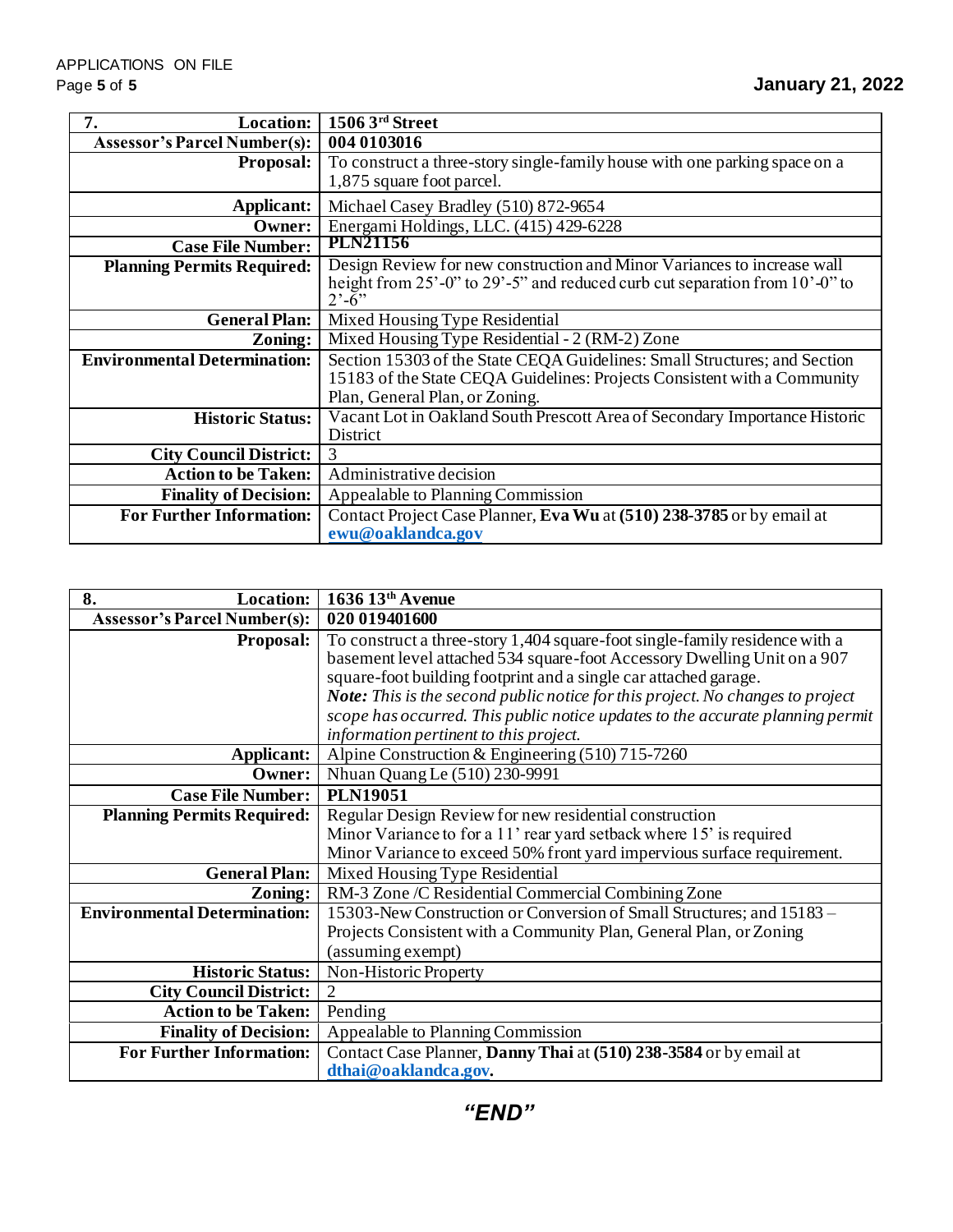| 7. Location: | 1506 3rd Street |
|---|---|
| Assessor's Parcel Number(s): | 004 0103016 |
| Proposal: | To construct a three-story single-family house with one parking space on a 1,875 square foot parcel. |
| Applicant: | Michael Casey Bradley (510) 872-9654 |
| Owner: | Energami Holdings, LLC. (415) 429-6228 |
| Case File Number: | PLN21156 |
| Planning Permits Required: | Design Review for new construction and Minor Variances to increase wall height from 25'-0" to 29'-5" and reduced curb cut separation from 10'-0" to 2'-6" |
| General Plan: | Mixed Housing Type Residential |
| Zoning: | Mixed Housing Type Residential - 2 (RM-2) Zone |
| Environmental Determination: | Section 15303 of the State CEQA Guidelines: Small Structures; and Section 15183 of the State CEQA Guidelines: Projects Consistent with a Community Plan, General Plan, or Zoning. |
| Historic Status: | Vacant Lot in Oakland South Prescott Area of Secondary Importance Historic District |
| City Council District: | 3 |
| Action to be Taken: | Administrative decision |
| Finality of Decision: | Appealable to Planning Commission |
| For Further Information: | Contact Project Case Planner, **Eva Wu** at **(510) 238-3785** or by email at **ewu@oaklandca.gov** |

| 8. Location: | 1636 13th Avenue |
|---|---|
| Assessor's Parcel Number(s): | 020 019401600 |
| Proposal: | To construct a three-story 1,404 square-foot single-family residence with a basement level attached 534 square-foot Accessory Dwelling Unit on a 907 square-foot building footprint and a single car attached garage. ***Note:*** *This is the second public notice for this project. No changes to project scope has occurred. This public notice updates to the accurate planning permit information pertinent to this project.* |
| Applicant: | Alpine Construction & Engineering (510) 715-7260 |
| Owner: | Nhuan Quang Le (510) 230-9991 |
| Case File Number: | PLN19051 |
| Planning Permits Required: | Regular Design Review for new residential construction<br>Minor Variance to for a 11' rear yard setback where 15' is required<br>Minor Variance to exceed 50% front yard impervious surface requirement. |
| General Plan: | Mixed Housing Type Residential |
| Zoning: | RM-3 Zone /C Residential Commercial Combining Zone |
| Environmental Determination: | 15303-New Construction or Conversion of Small Structures; and 15183 – Projects Consistent with a Community Plan, General Plan, or Zoning (assuming exempt) |
| Historic Status: | Non-Historic Property |
| City Council District: | 2 |
| Action to be Taken: | Pending |
| Finality of Decision: | Appealable to Planning Commission |
| For Further Information: | Contact Case Planner, **Danny Thai** at **(510) 238-3584** or by email at **dthai@oaklandca.gov.** |

***"END"***